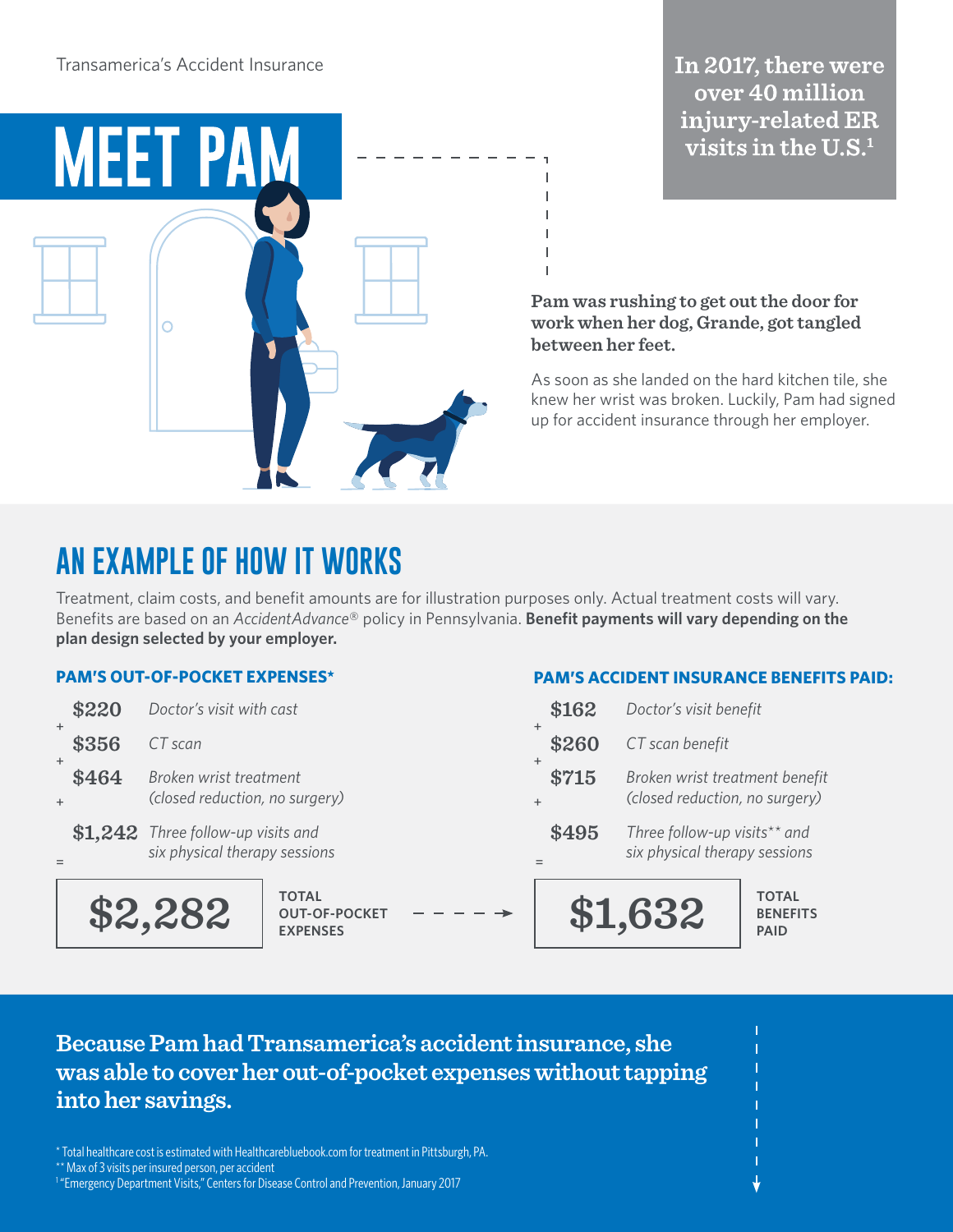Transamerica's Accident Insurance

# MEET PAM

**In 2017, there were over 40 million injury-related ER visits in the U.S.[1]**

**Pam was rushing to get out the door for work when her dog, Grande, got tangled between her feet.**

As soon as she landed on the hard kitchen tile, she knew her wrist was broken. Luckily, Pam had signed up for accident insurance through her employer.

## AN EXAMPLE OF HOW IT WORKS

Treatment, claim costs, and benefit amounts are for illustration purposes only. Actual treatment costs will vary. Benefits are based on an *AccidentAdvance*® policy in Pennsylvania. **Benefit payments will vary depending on the plan design selected by your employer.**

### PAM'S OUT-OF-POCKET EXPENSES*

| | |
|---|---|
| $220 | *Doctor's visit with cast* |
| + $356 | *CT scan* |
| + $464 | *Broken wrist treatment (closed reduction, no surgery)* |
| + $1,242 | *Three follow-up visits and six physical therapy sessions* |
| = **$2,282** | **TOTAL OUT-OF-POCKET EXPENSES** |

### PAM'S ACCIDENT INSURANCE BENEFITS PAID:

| | |
|---|---|
| $162 | *Doctor's visit benefit* |
| + $260 | *CT scan benefit* |
| + $715 | *Broken wrist treatment benefit (closed reduction, no surgery)* |
| + $495 | *Three follow-up visits** and six physical therapy sessions* |
| = **$1,632** | **TOTAL BENEFITS PAID** |

**Because Pam had Transamerica's accident insurance, she was able to cover her out-of-pocket expenses without tapping into her savings.**

\* Total healthcare cost is estimated with Healthcarebluebook.com for treatment in Pittsburgh, PA.

\** Max of 3 visits per insured person, per accident

[1] "Emergency Department Visits," Centers for Disease Control and Prevention, January 2017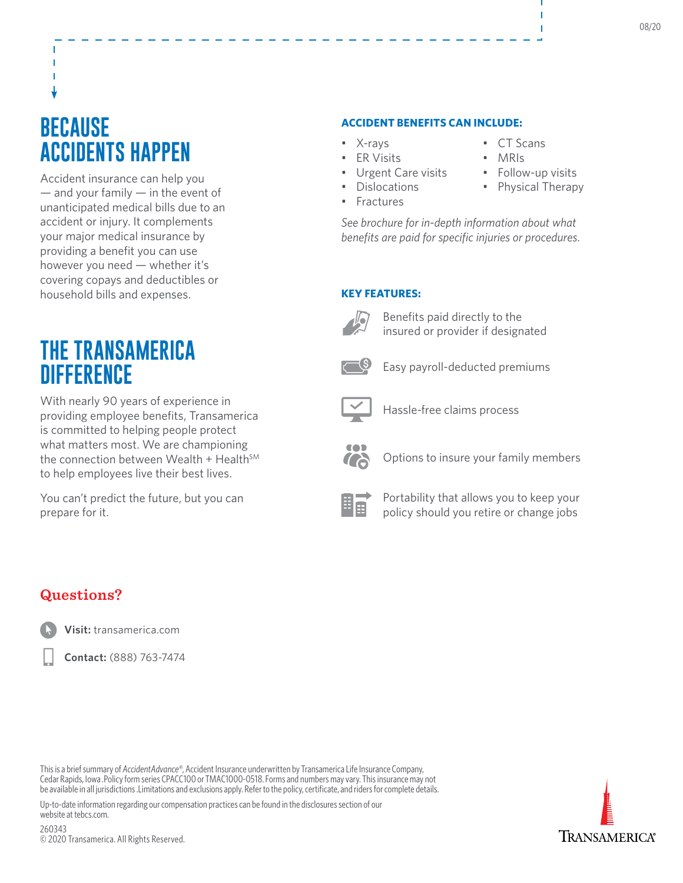## BECAUSE ACCIDENTS HAPPEN

Accident insurance can help you — and your family — in the event of unanticipated medical bills due to an accident or injury. It complements your major medical insurance by providing a benefit you can use however you need — whether it's covering copays and deductibles or household bills and expenses.

## THE TRANSAMERICA DIFFERENCE

With nearly 90 years of experience in providing employee benefits, Transamerica is committed to helping people protect what matters most. We are championing the connection between Wealth + Health[SM] to help employees live their best lives.

You can't predict the future, but you can prepare for it.

### ACCIDENT BENEFITS CAN INCLUDE:

- X-rays
- ER Visits
- Urgent Care visits
- Dislocations
- Fractures
- CT Scans
- MRIs
- Follow-up visits
- Physical Therapy

*See brochure for in-depth information about what benefits are paid for specific injuries or procedures.*

### KEY FEATURES:

- Benefits paid directly to the insured or provider if designated
- Easy payroll-deducted premiums
- Hassle-free claims process
- Options to insure your family members
- Portability that allows you to keep your policy should you retire or change jobs

## Questions?

**Visit:** transamerica.com

**Contact:** (888) 763-7474

This is a brief summary of *AccidentAdvance*®, Accident Insurance underwritten by Transamerica Life Insurance Company, Cedar Rapids, Iowa .Policy form series CPACC100 or TMAC1000-0518. Forms and numbers may vary. This insurance may not be available in all jurisdictions .Limitations and exclusions apply. Refer to the policy, certificate, and riders for complete details.

Up-to-date information regarding our compensation practices can be found in the disclosures section of our website at tebcs.com.

260343
© 2020 Transamerica. All Rights Reserved.

TRANSAMERICA®